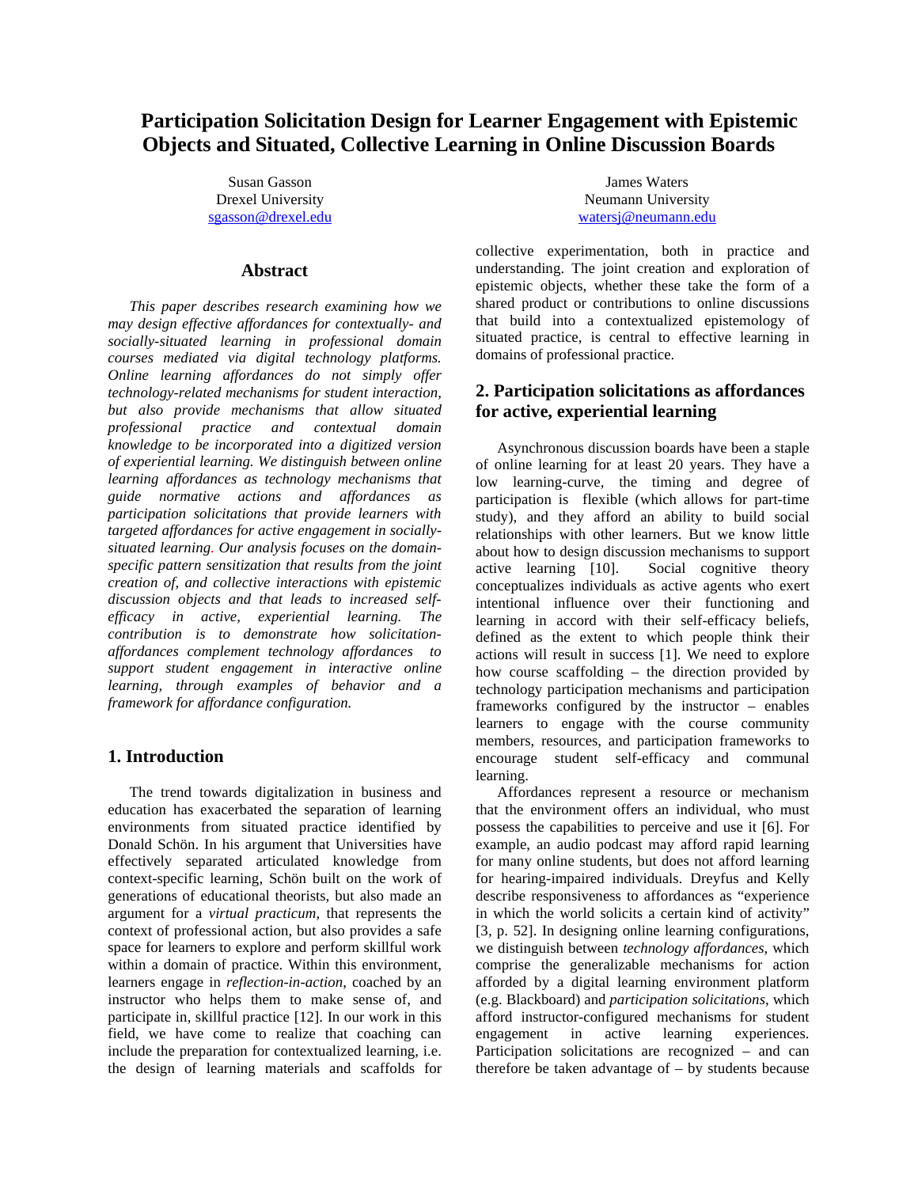# Participation Solicitation Design for Learner Engagement with Epistemic Objects and Situated, Collective Learning in Online Discussion Boards

Susan Gasson
Drexel University
sgasson@drexel.edu

James Waters
Neumann University
watersj@neumann.edu

## Abstract

*This paper describes research examining how we may design effective affordances for contextually- and socially-situated learning in professional domain courses mediated via digital technology platforms. Online learning affordances do not simply offer technology-related mechanisms for student interaction, but also provide mechanisms that allow situated professional practice and contextual domain knowledge to be incorporated into a digitized version of experiential learning. We distinguish between online learning affordances as technology mechanisms that guide normative actions and affordances as participation solicitations that provide learners with targeted affordances for active engagement in socially-situated learning. Our analysis focuses on the domain-specific pattern sensitization that results from the joint creation of, and collective interactions with epistemic discussion objects and that leads to increased self-efficacy in active, experiential learning. The contribution is to demonstrate how solicitation-affordances complement technology affordances to support student engagement in interactive online learning, through examples of behavior and a framework for affordance configuration.*

## 1. Introduction

The trend towards digitalization in business and education has exacerbated the separation of learning environments from situated practice identified by Donald Schön. In his argument that Universities have effectively separated articulated knowledge from context-specific learning, Schön built on the work of generations of educational theorists, but also made an argument for a *virtual practicum*, that represents the context of professional action, but also provides a safe space for learners to explore and perform skillful work within a domain of practice. Within this environment, learners engage in *reflection-in-action*, coached by an instructor who helps them to make sense of, and participate in, skillful practice [12]. In our work in this field, we have come to realize that coaching can include the preparation for contextualized learning, i.e. the design of learning materials and scaffolds for collective experimentation, both in practice and understanding. The joint creation and exploration of epistemic objects, whether these take the form of a shared product or contributions to online discussions that build into a contextualized epistemology of situated practice, is central to effective learning in domains of professional practice.

## 2. Participation solicitations as affordances for active, experiential learning

Asynchronous discussion boards have been a staple of online learning for at least 20 years. They have a low learning-curve, the timing and degree of participation is flexible (which allows for part-time study), and they afford an ability to build social relationships with other learners. But we know little about how to design discussion mechanisms to support active learning [10]. Social cognitive theory conceptualizes individuals as active agents who exert intentional influence over their functioning and learning in accord with their self-efficacy beliefs, defined as the extent to which people think their actions will result in success [1]. We need to explore how course scaffolding – the direction provided by technology participation mechanisms and participation frameworks configured by the instructor – enables learners to engage with the course community members, resources, and participation frameworks to encourage student self-efficacy and communal learning.

Affordances represent a resource or mechanism that the environment offers an individual, who must possess the capabilities to perceive and use it [6]. For example, an audio podcast may afford rapid learning for many online students, but does not afford learning for hearing-impaired individuals. Dreyfus and Kelly describe responsiveness to affordances as "experience in which the world solicits a certain kind of activity" [3, p. 52]. In designing online learning configurations, we distinguish between *technology affordances*, which comprise the generalizable mechanisms for action afforded by a digital learning environment platform (e.g. Blackboard) and *participation solicitations*, which afford instructor-configured mechanisms for student engagement in active learning experiences. Participation solicitations are recognized – and can therefore be taken advantage of – by students because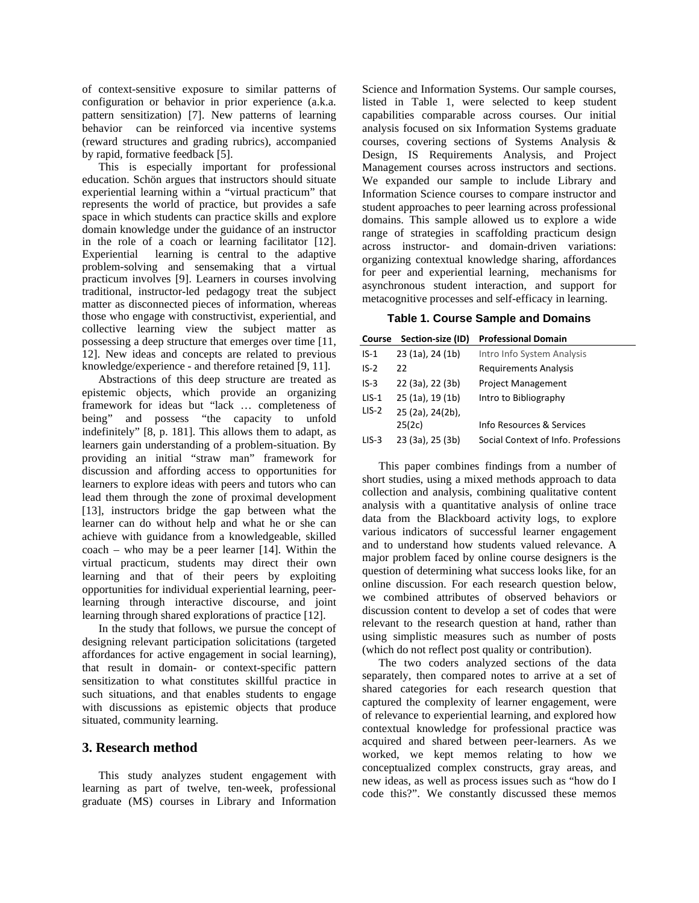of context-sensitive exposure to similar patterns of configuration or behavior in prior experience (a.k.a. pattern sensitization) [7]. New patterns of learning behavior can be reinforced via incentive systems (reward structures and grading rubrics), accompanied by rapid, formative feedback [5].

This is especially important for professional education. Schön argues that instructors should situate experiential learning within a "virtual practicum" that represents the world of practice, but provides a safe space in which students can practice skills and explore domain knowledge under the guidance of an instructor in the role of a coach or learning facilitator [12]. Experiential learning is central to the adaptive problem-solving and sensemaking that a virtual practicum involves [9]. Learners in courses involving traditional, instructor-led pedagogy treat the subject matter as disconnected pieces of information, whereas those who engage with constructivist, experiential, and collective learning view the subject matter as possessing a deep structure that emerges over time [11, 12]. New ideas and concepts are related to previous knowledge/experience - and therefore retained [9, 11].

Abstractions of this deep structure are treated as epistemic objects, which provide an organizing framework for ideas but "lack … completeness of being" and possess "the capacity to unfold indefinitely" [8, p. 181]. This allows them to adapt, as learners gain understanding of a problem-situation. By providing an initial "straw man" framework for discussion and affording access to opportunities for learners to explore ideas with peers and tutors who can lead them through the zone of proximal development [13], instructors bridge the gap between what the learner can do without help and what he or she can achieve with guidance from a knowledgeable, skilled coach – who may be a peer learner [14]. Within the virtual practicum, students may direct their own learning and that of their peers by exploiting opportunities for individual experiential learning, peer-learning through interactive discourse, and joint learning through shared explorations of practice [12].

In the study that follows, we pursue the concept of designing relevant participation solicitations (targeted affordances for active engagement in social learning), that result in domain- or context-specific pattern sensitization to what constitutes skillful practice in such situations, and that enables students to engage with discussions as epistemic objects that produce situated, community learning.

## 3. Research method

This study analyzes student engagement with learning as part of twelve, ten-week, professional graduate (MS) courses in Library and Information Science and Information Systems. Our sample courses, listed in Table 1, were selected to keep student capabilities comparable across courses. Our initial analysis focused on six Information Systems graduate courses, covering sections of Systems Analysis & Design, IS Requirements Analysis, and Project Management courses across instructors and sections. We expanded our sample to include Library and Information Science courses to compare instructor and student approaches to peer learning across professional domains. This sample allowed us to explore a wide range of strategies in scaffolding practicum design across instructor- and domain-driven variations: organizing contextual knowledge sharing, affordances for peer and experiential learning, mechanisms for asynchronous student interaction, and support for metacognitive processes and self-efficacy in learning.

**Table 1. Course Sample and Domains**

| Course | Section-size (ID) | Professional Domain |
|---|---|---|
| IS-1 | 23 (1a), 24 (1b) | Intro Info System Analysis |
| IS-2 | 22 | Requirements Analysis |
| IS-3 | 22 (3a), 22 (3b) | Project Management |
| LIS-1 | 25 (1a), 19 (1b) | Intro to Bibliography |
| LIS-2 | 25 (2a), 24(2b), 25(2c) | Info Resources & Services |
| LIS-3 | 23 (3a), 25 (3b) | Social Context of Info. Professions |

This paper combines findings from a number of short studies, using a mixed methods approach to data collection and analysis, combining qualitative content analysis with a quantitative analysis of online trace data from the Blackboard activity logs, to explore various indicators of successful learner engagement and to understand how students valued relevance. A major problem faced by online course designers is the question of determining what success looks like, for an online discussion. For each research question below, we combined attributes of observed behaviors or discussion content to develop a set of codes that were relevant to the research question at hand, rather than using simplistic measures such as number of posts (which do not reflect post quality or contribution).

The two coders analyzed sections of the data separately, then compared notes to arrive at a set of shared categories for each research question that captured the complexity of learner engagement, were of relevance to experiential learning, and explored how contextual knowledge for professional practice was acquired and shared between peer-learners. As we worked, we kept memos relating to how we conceptualized complex constructs, gray areas, and new ideas, as well as process issues such as "how do I code this?". We constantly discussed these memos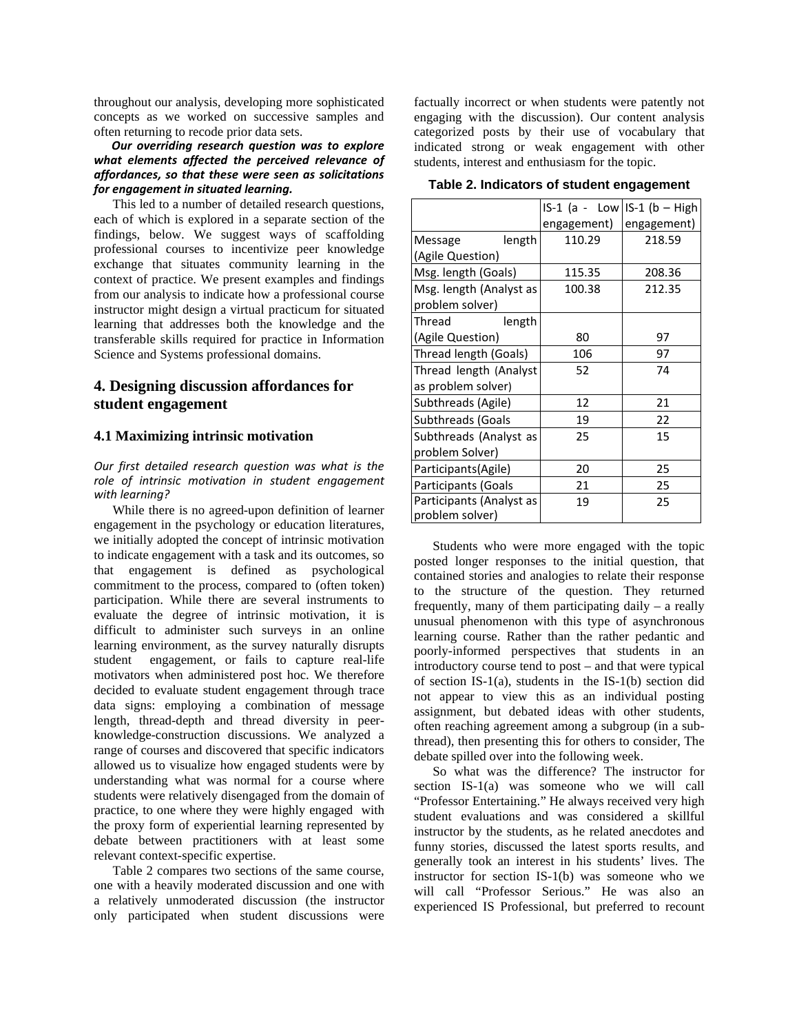throughout our analysis, developing more sophisticated concepts as we worked on successive samples and often returning to recode prior data sets.

***Our overriding research question was to explore what elements affected the perceived relevance of affordances, so that these were seen as solicitations for engagement in situated learning.***

This led to a number of detailed research questions, each of which is explored in a separate section of the findings, below. We suggest ways of scaffolding professional courses to incentivize peer knowledge exchange that situates community learning in the context of practice. We present examples and findings from our analysis to indicate how a professional course instructor might design a virtual practicum for situated learning that addresses both the knowledge and the transferable skills required for practice in Information Science and Systems professional domains.

## 4. Designing discussion affordances for student engagement

### 4.1 Maximizing intrinsic motivation

*Our first detailed research question was what is the role of intrinsic motivation in student engagement with learning?*

While there is no agreed-upon definition of learner engagement in the psychology or education literatures, we initially adopted the concept of intrinsic motivation to indicate engagement with a task and its outcomes, so that engagement is defined as psychological commitment to the process, compared to (often token) participation. While there are several instruments to evaluate the degree of intrinsic motivation, it is difficult to administer such surveys in an online learning environment, as the survey naturally disrupts student engagement, or fails to capture real-life motivators when administered post hoc. We therefore decided to evaluate student engagement through trace data signs: employing a combination of message length, thread-depth and thread diversity in peer-knowledge-construction discussions. We analyzed a range of courses and discovered that specific indicators allowed us to visualize how engaged students were by understanding what was normal for a course where students were relatively disengaged from the domain of practice, to one where they were highly engaged with the proxy form of experiential learning represented by debate between practitioners with at least some relevant context-specific expertise.

Table 2 compares two sections of the same course, one with a heavily moderated discussion and one with a relatively unmoderated discussion (the instructor only participated when student discussions were factually incorrect or when students were patently not engaging with the discussion). Our content analysis categorized posts by their use of vocabulary that indicated strong or weak engagement with other students, interest and enthusiasm for the topic.

**Table 2. Indicators of student engagement**

| | IS-1 (a - Low engagement) | IS-1 (b – High engagement) |
|---|---|---|
| Message length (Agile Question) | 110.29 | 218.59 |
| Msg. length (Goals) | 115.35 | 208.36 |
| Msg. length (Analyst as problem solver) | 100.38 | 212.35 |
| Thread length (Agile Question) | 80 | 97 |
| Thread length (Goals) | 106 | 97 |
| Thread length (Analyst as problem solver) | 52 | 74 |
| Subthreads (Agile) | 12 | 21 |
| Subthreads (Goals | 19 | 22 |
| Subthreads (Analyst as problem Solver) | 25 | 15 |
| Participants(Agile) | 20 | 25 |
| Participants (Goals | 21 | 25 |
| Participants (Analyst as problem solver) | 19 | 25 |

Students who were more engaged with the topic posted longer responses to the initial question, that contained stories and analogies to relate their response to the structure of the question. They returned frequently, many of them participating daily – a really unusual phenomenon with this type of asynchronous learning course. Rather than the rather pedantic and poorly-informed perspectives that students in an introductory course tend to post – and that were typical of section IS-1(a), students in the IS-1(b) section did not appear to view this as an individual posting assignment, but debated ideas with other students, often reaching agreement among a subgroup (in a sub-thread), then presenting this for others to consider, The debate spilled over into the following week.

So what was the difference? The instructor for section IS-1(a) was someone who we will call "Professor Entertaining." He always received very high student evaluations and was considered a skillful instructor by the students, as he related anecdotes and funny stories, discussed the latest sports results, and generally took an interest in his students' lives. The instructor for section IS-1(b) was someone who we will call "Professor Serious." He was also an experienced IS Professional, but preferred to recount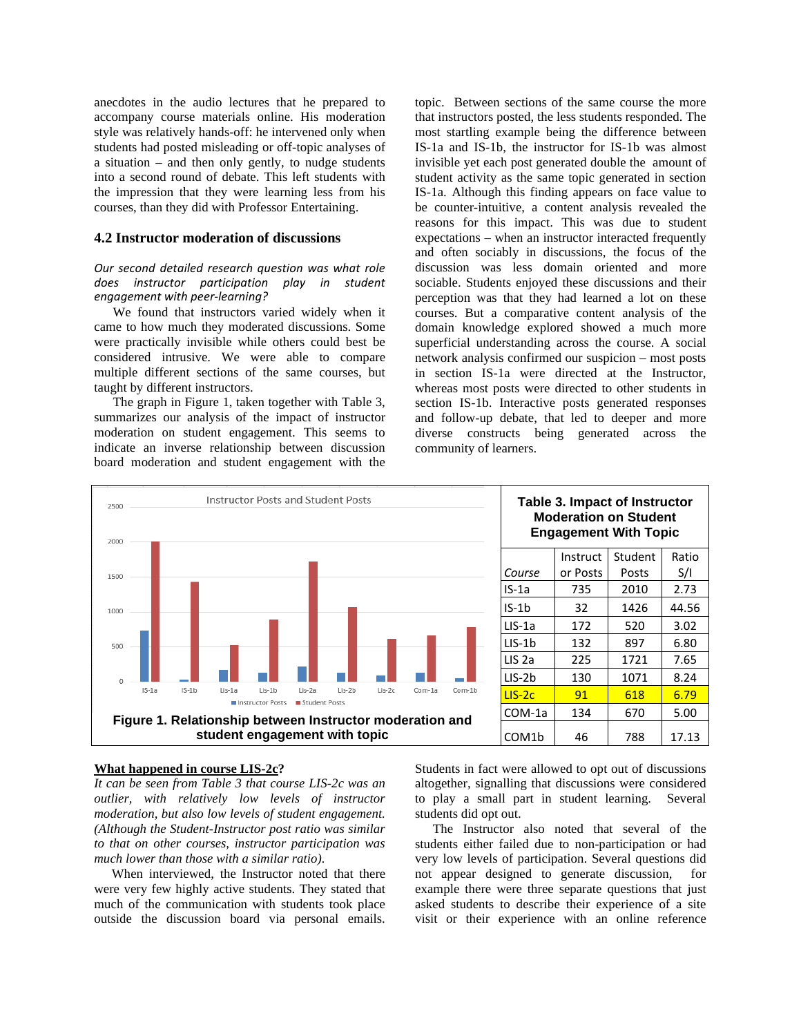anecdotes in the audio lectures that he prepared to accompany course materials online. His moderation style was relatively hands-off: he intervened only when students had posted misleading or off-topic analyses of a situation – and then only gently, to nudge students into a second round of debate. This left students with the impression that they were learning less from his courses, than they did with Professor Entertaining.

### 4.2 Instructor moderation of discussions

*Our second detailed research question was what role does instructor participation play in student engagement with peer-learning?*

We found that instructors varied widely when it came to how much they moderated discussions. Some were practically invisible while others could best be considered intrusive. We were able to compare multiple different sections of the same courses, but taught by different instructors.

The graph in Figure 1, taken together with Table 3, summarizes our analysis of the impact of instructor moderation on student engagement. This seems to indicate an inverse relationship between discussion board moderation and student engagement with the topic. Between sections of the same course the more that instructors posted, the less students responded. The most startling example being the difference between IS-1a and IS-1b, the instructor for IS-1b was almost invisible yet each post generated double the amount of student activity as the same topic generated in section IS-1a. Although this finding appears on face value to be counter-intuitive, a content analysis revealed the reasons for this impact. This was due to student expectations – when an instructor interacted frequently and often sociably in discussions, the focus of the discussion was less domain oriented and more sociable. Students enjoyed these discussions and their perception was that they had learned a lot on these courses. But a comparative content analysis of the domain knowledge explored showed a much more superficial understanding across the course. A social network analysis confirmed our suspicion – most posts in section IS-1a were directed at the Instructor, whereas most posts were directed to other students in section IS-1b. Interactive posts generated responses and follow-up debate, that led to deeper and more diverse constructs being generated across the community of learners.

**Figure 1. Relationship between Instructor moderation and student engagement with topic**

**Table 3. Impact of Instructor Moderation on Student Engagement With Topic**

| Course | Instructor Posts | Student Posts | Ratio S/I |
|---|---|---|---|
| IS-1a | 735 | 2010 | 2.73 |
| IS-1b | 32 | 1426 | 44.56 |
| LIS-1a | 172 | 520 | 3.02 |
| LIS-1b | 132 | 897 | 6.80 |
| LIS 2a | 225 | 1721 | 7.65 |
| LIS-2b | 130 | 1071 | 8.24 |
| LIS-2c | 91 | 618 | 6.79 |
| COM-1a | 134 | 670 | 5.00 |
| COM1b | 46 | 788 | 17.13 |

**<u>What happened in course LIS-2c</u>?**

*It can be seen from Table 3 that course LIS-2c was an outlier, with relatively low levels of instructor moderation, but also low levels of student engagement. (Although the Student-Instructor post ratio was similar to that on other courses, instructor participation was much lower than those with a similar ratio).*

When interviewed, the Instructor noted that there were very few highly active students. They stated that much of the communication with students took place outside the discussion board via personal emails. Students in fact were allowed to opt out of discussions altogether, signalling that discussions were considered to play a small part in student learning. Several students did opt out.

The Instructor also noted that several of the students either failed due to non-participation or had very low levels of participation. Several questions did not appear designed to generate discussion, for example there were three separate questions that just asked students to describe their experience of a site visit or their experience with an online reference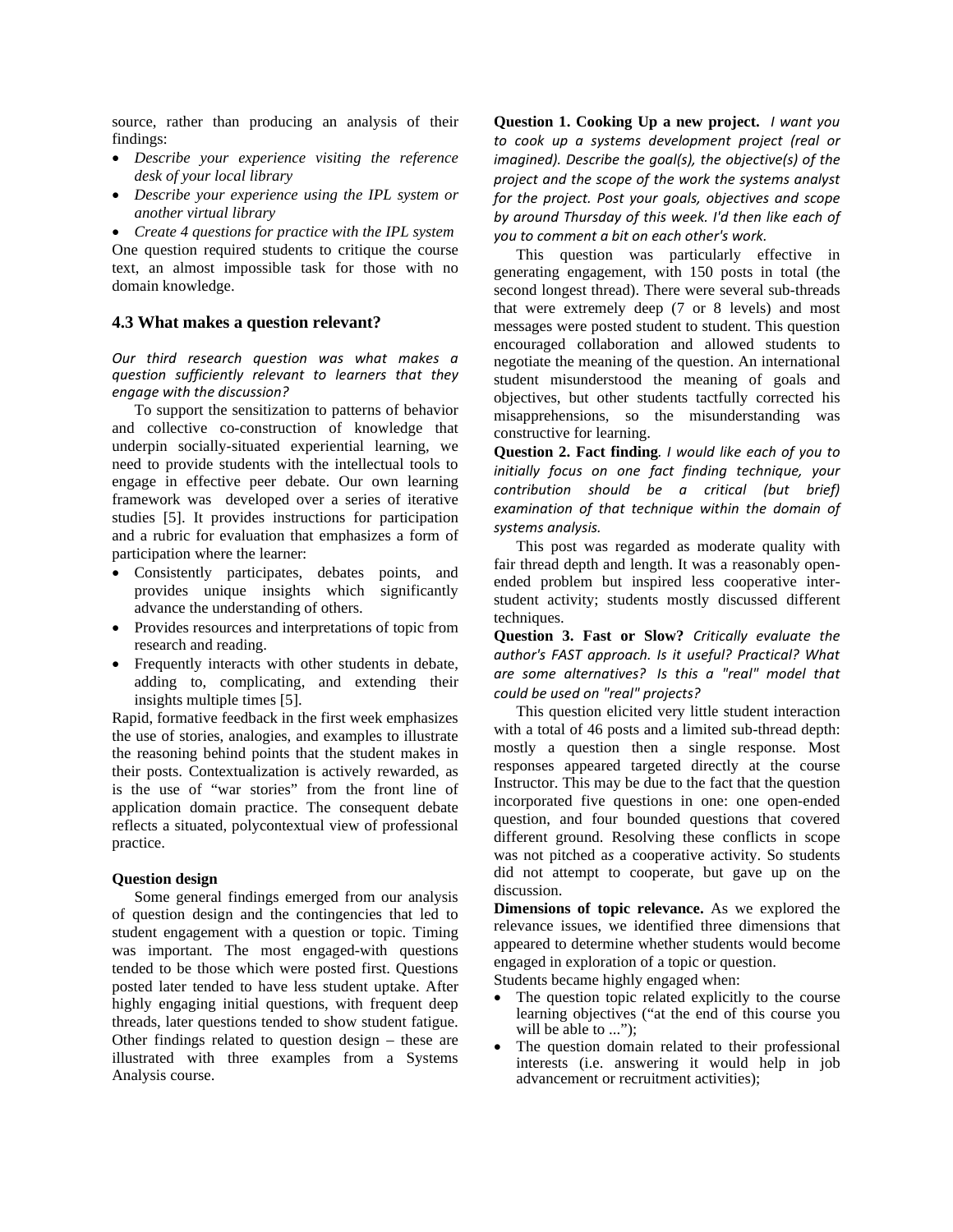source, rather than producing an analysis of their findings:

- *Describe your experience visiting the reference desk of your local library*
- *Describe your experience using the IPL system or another virtual library*
- *Create 4 questions for practice with the IPL system*

One question required students to critique the course text, an almost impossible task for those with no domain knowledge.

### 4.3 What makes a question relevant?

*Our third research question was what makes a question sufficiently relevant to learners that they engage with the discussion?*

To support the sensitization to patterns of behavior and collective co-construction of knowledge that underpin socially-situated experiential learning, we need to provide students with the intellectual tools to engage in effective peer debate. Our own learning framework was developed over a series of iterative studies [5]. It provides instructions for participation and a rubric for evaluation that emphasizes a form of participation where the learner:

- Consistently participates, debates points, and provides unique insights which significantly advance the understanding of others.
- Provides resources and interpretations of topic from research and reading.
- Frequently interacts with other students in debate, adding to, complicating, and extending their insights multiple times [5].

Rapid, formative feedback in the first week emphasizes the use of stories, analogies, and examples to illustrate the reasoning behind points that the student makes in their posts. Contextualization is actively rewarded, as is the use of "war stories" from the front line of application domain practice. The consequent debate reflects a situated, polycontextual view of professional practice.

**Question design**

Some general findings emerged from our analysis of question design and the contingencies that led to student engagement with a question or topic. Timing was important. The most engaged-with questions tended to be those which were posted first. Questions posted later tended to have less student uptake. After highly engaging initial questions, with frequent deep threads, later questions tended to show student fatigue. Other findings related to question design – these are illustrated with three examples from a Systems Analysis course.

**Question 1. Cooking Up a new project.** *I want you to cook up a systems development project (real or imagined). Describe the goal(s), the objective(s) of the project and the scope of the work the systems analyst for the project. Post your goals, objectives and scope by around Thursday of this week. I'd then like each of you to comment a bit on each other's work.*

This question was particularly effective in generating engagement, with 150 posts in total (the second longest thread). There were several sub-threads that were extremely deep (7 or 8 levels) and most messages were posted student to student. This question encouraged collaboration and allowed students to negotiate the meaning of the question. An international student misunderstood the meaning of goals and objectives, but other students tactfully corrected his misapprehensions, so the misunderstanding was constructive for learning.

**Question 2. Fact finding**. *I would like each of you to initially focus on one fact finding technique, your contribution should be a critical (but brief) examination of that technique within the domain of systems analysis.*

This post was regarded as moderate quality with fair thread depth and length. It was a reasonably open-ended problem but inspired less cooperative inter-student activity; students mostly discussed different techniques.

**Question 3. Fast or Slow?** *Critically evaluate the author's FAST approach. Is it useful? Practical? What are some alternatives? Is this a "real" model that could be used on "real" projects?*

This question elicited very little student interaction with a total of 46 posts and a limited sub-thread depth: mostly a question then a single response. Most responses appeared targeted directly at the course Instructor. This may be due to the fact that the question incorporated five questions in one: one open-ended question, and four bounded questions that covered different ground. Resolving these conflicts in scope was not pitched as a cooperative activity. So students did not attempt to cooperate, but gave up on the discussion.

**Dimensions of topic relevance.** As we explored the relevance issues, we identified three dimensions that appeared to determine whether students would become engaged in exploration of a topic or question.

Students became highly engaged when:

- The question topic related explicitly to the course learning objectives ("at the end of this course you will be able to ...");
- The question domain related to their professional interests (i.e. answering it would help in job advancement or recruitment activities);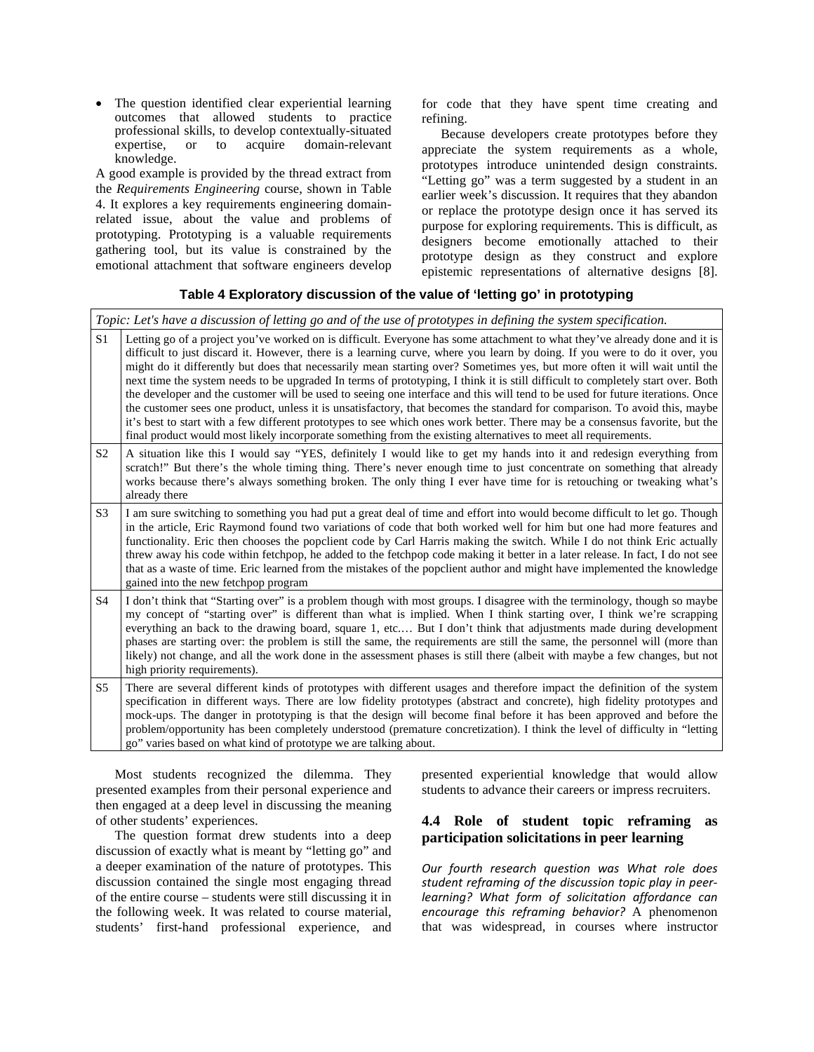- The question identified clear experiential learning outcomes that allowed students to practice professional skills, to develop contextually-situated expertise, or to acquire domain-relevant knowledge.

A good example is provided by the thread extract from the *Requirements Engineering* course, shown in Table 4. It explores a key requirements engineering domain-related issue, about the value and problems of prototyping. Prototyping is a valuable requirements gathering tool, but its value is constrained by the emotional attachment that software engineers develop for code that they have spent time creating and refining.

Because developers create prototypes before they appreciate the system requirements as a whole, prototypes introduce unintended design constraints. "Letting go" was a term suggested by a student in an earlier week's discussion. It requires that they abandon or replace the prototype design once it has served its purpose for exploring requirements. This is difficult, as designers become emotionally attached to their prototype design as they construct and explore epistemic representations of alternative designs [8].

**Table 4 Exploratory discussion of the value of 'letting go' in prototyping**

| *Topic: Let's have a discussion of letting go and of the use of prototypes in defining the system specification.* | |
|---|---|
| S1 | Letting go of a project you've worked on is difficult. Everyone has some attachment to what they've already done and it is difficult to just discard it. However, there is a learning curve, where you learn by doing. If you were to do it over, you might do it differently but does that necessarily mean starting over? Sometimes yes, but more often it will wait until the next time the system needs to be upgraded In terms of prototyping, I think it is still difficult to completely start over. Both the developer and the customer will be used to seeing one interface and this will tend to be used for future iterations. Once the customer sees one product, unless it is unsatisfactory, that becomes the standard for comparison. To avoid this, maybe it's best to start with a few different prototypes to see which ones work better. There may be a consensus favorite, but the final product would most likely incorporate something from the existing alternatives to meet all requirements. |
| S2 | A situation like this I would say "YES, definitely I would like to get my hands into it and redesign everything from scratch!" But there's the whole timing thing. There's never enough time to just concentrate on something that already works because there's always something broken. The only thing I ever have time for is retouching or tweaking what's already there |
| S3 | I am sure switching to something you had put a great deal of time and effort into would become difficult to let go. Though in the article, Eric Raymond found two variations of code that both worked well for him but one had more features and functionality. Eric then chooses the popclient code by Carl Harris making the switch. While I do not think Eric actually threw away his code within fetchpop, he added to the fetchpop code making it better in a later release. In fact, I do not see that as a waste of time. Eric learned from the mistakes of the popclient author and might have implemented the knowledge gained into the new fetchpop program |
| S4 | I don't think that "Starting over" is a problem though with most groups. I disagree with the terminology, though so maybe my concept of "starting over" is different than what is implied. When I think starting over, I think we're scrapping everything an back to the drawing board, square 1, etc.… But I don't think that adjustments made during development phases are starting over: the problem is still the same, the requirements are still the same, the personnel will (more than likely) not change, and all the work done in the assessment phases is still there (albeit with maybe a few changes, but not high priority requirements). |
| S5 | There are several different kinds of prototypes with different usages and therefore impact the definition of the system specification in different ways. There are low fidelity prototypes (abstract and concrete), high fidelity prototypes and mock-ups. The danger in prototyping is that the design will become final before it has been approved and before the problem/opportunity has been completely understood (premature concretization). I think the level of difficulty in "letting go" varies based on what kind of prototype we are talking about. |

Most students recognized the dilemma. They presented examples from their personal experience and then engaged at a deep level in discussing the meaning of other students' experiences.

The question format drew students into a deep discussion of exactly what is meant by "letting go" and a deeper examination of the nature of prototypes. This discussion contained the single most engaging thread of the entire course – students were still discussing it in the following week. It was related to course material, students' first-hand professional experience, and presented experiential knowledge that would allow students to advance their careers or impress recruiters.

### 4.4 Role of student topic reframing as participation solicitations in peer learning

*Our fourth research question was What role does student reframing of the discussion topic play in peer-learning? What form of solicitation affordance can encourage this reframing behavior?* A phenomenon that was widespread, in courses where instructor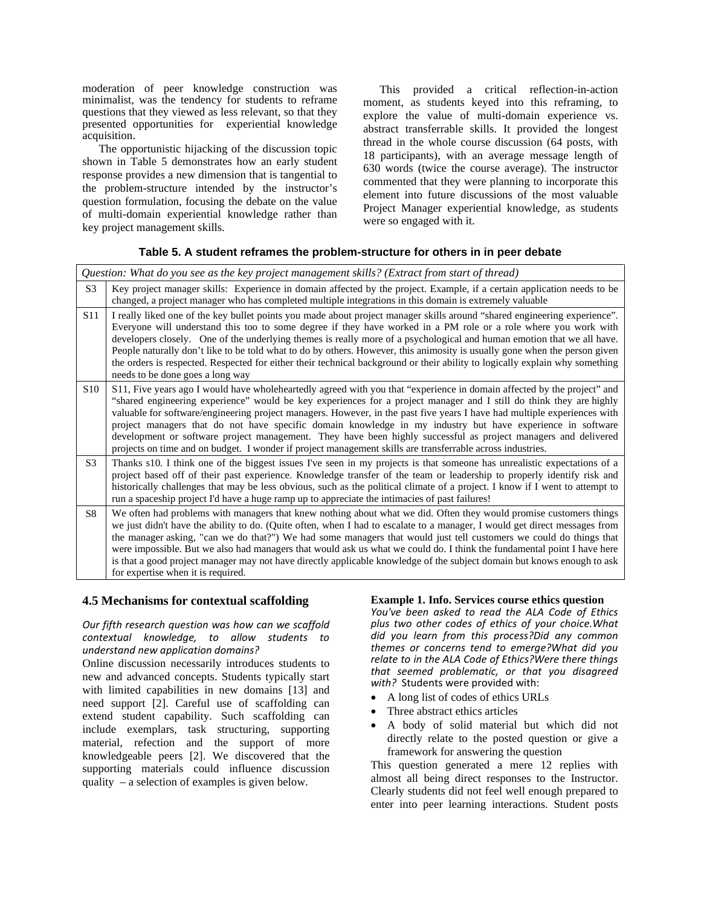moderation of peer knowledge construction was minimalist, was the tendency for students to reframe questions that they viewed as less relevant, so that they presented opportunities for experiential knowledge acquisition.

The opportunistic hijacking of the discussion topic shown in Table 5 demonstrates how an early student response provides a new dimension that is tangential to the problem-structure intended by the instructor's question formulation, focusing the debate on the value of multi-domain experiential knowledge rather than key project management skills.

This provided a critical reflection-in-action moment, as students keyed into this reframing, to explore the value of multi-domain experience vs. abstract transferrable skills. It provided the longest thread in the whole course discussion (64 posts, with 18 participants), with an average message length of 630 words (twice the course average). The instructor commented that they were planning to incorporate this element into future discussions of the most valuable Project Manager experiential knowledge, as students were so engaged with it.

**Table 5. A student reframes the problem-structure for others in in peer debate**

| *Question: What do you see as the key project management skills? (Extract from start of thread)* | |
|---|---|
| S3 | Key project manager skills: Experience in domain affected by the project. Example, if a certain application needs to be changed, a project manager who has completed multiple integrations in this domain is extremely valuable |
| S11 | I really liked one of the key bullet points you made about project manager skills around "shared engineering experience". Everyone will understand this too to some degree if they have worked in a PM role or a role where you work with developers closely. One of the underlying themes is really more of a psychological and human emotion that we all have. People naturally don't like to be told what to do by others. However, this animosity is usually gone when the person given the orders is respected. Respected for either their technical background or their ability to logically explain why something needs to be done goes a long way |
| S10 | S11, Five years ago I would have wholeheartedly agreed with you that "experience in domain affected by the project" and "shared engineering experience" would be key experiences for a project manager and I still do think they are highly valuable for software/engineering project managers. However, in the past five years I have had multiple experiences with project managers that do not have specific domain knowledge in my industry but have experience in software development or software project management. They have been highly successful as project managers and delivered projects on time and on budget. I wonder if project management skills are transferrable across industries. |
| S3 | Thanks s10. I think one of the biggest issues I've seen in my projects is that someone has unrealistic expectations of a project based off of their past experience. Knowledge transfer of the team or leadership to properly identify risk and historically challenges that may be less obvious, such as the political climate of a project. I know if I went to attempt to run a spaceship project I'd have a huge ramp up to appreciate the intimacies of past failures! |
| S8 | We often had problems with managers that knew nothing about what we did. Often they would promise customers things we just didn't have the ability to do. (Quite often, when I had to escalate to a manager, I would get direct messages from the manager asking, "can we do that?") We had some managers that would just tell customers we could do things that were impossible. But we also had managers that would ask us what we could do. I think the fundamental point I have here is that a good project manager may not have directly applicable knowledge of the subject domain but knows enough to ask for expertise when it is required. |

### 4.5 Mechanisms for contextual scaffolding

*Our fifth research question was how can we scaffold contextual knowledge, to allow students to understand new application domains?*

Online discussion necessarily introduces students to new and advanced concepts. Students typically start with limited capabilities in new domains [13] and need support [2]. Careful use of scaffolding can extend student capability. Such scaffolding can include exemplars, task structuring, supporting material, refection and the support of more knowledgeable peers [2]. We discovered that the supporting materials could influence discussion quality – a selection of examples is given below.

**Example 1. Info. Services course ethics question**
*You've been asked to read the ALA Code of Ethics plus two other codes of ethics of your choice.What did you learn from this process?Did any common themes or concerns tend to emerge?What did you relate to in the ALA Code of Ethics?Were there things that seemed problematic, or that you disagreed with?* Students were provided with:

- A long list of codes of ethics URLs
- Three abstract ethics articles
- A body of solid material but which did not directly relate to the posted question or give a framework for answering the question

This question generated a mere 12 replies with almost all being direct responses to the Instructor. Clearly students did not feel well enough prepared to enter into peer learning interactions. Student posts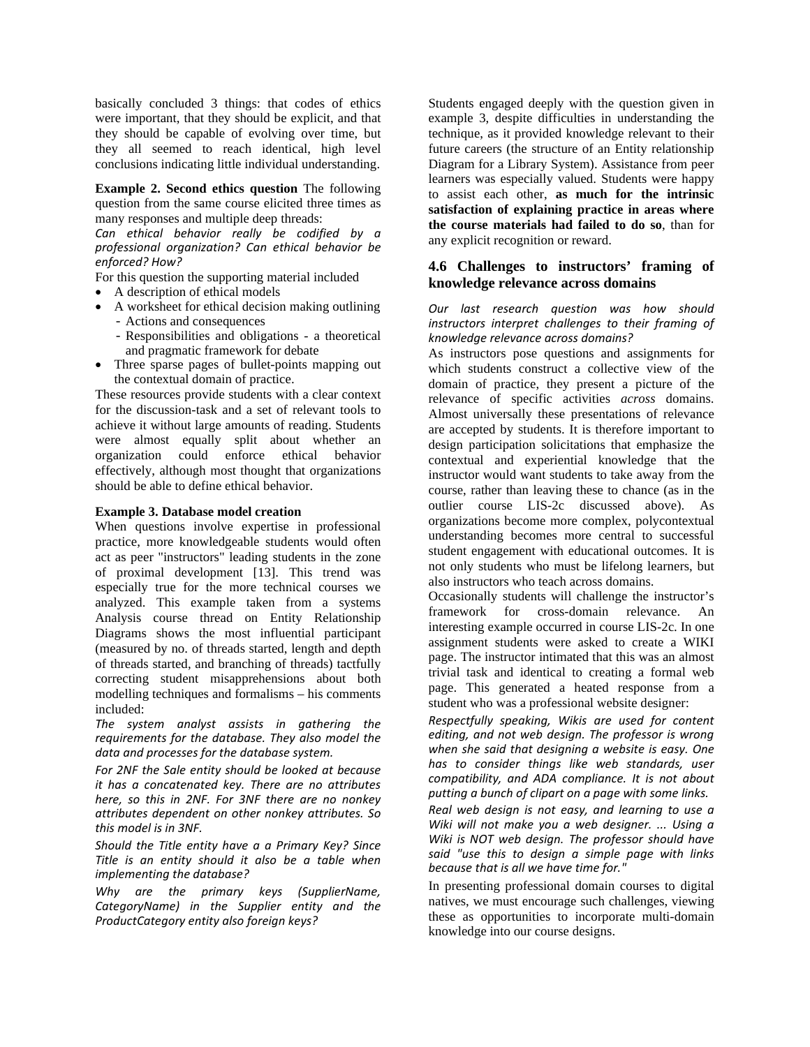basically concluded 3 things: that codes of ethics were important, that they should be explicit, and that they should be capable of evolving over time, but they all seemed to reach identical, high level conclusions indicating little individual understanding.

**Example 2. Second ethics question** The following question from the same course elicited three times as many responses and multiple deep threads:

*Can ethical behavior really be codified by a professional organization? Can ethical behavior be enforced? How?*

For this question the supporting material included

- A description of ethical models
- A worksheet for ethical decision making outlining
  - Actions and consequences
  - Responsibilities and obligations - a theoretical and pragmatic framework for debate
- Three sparse pages of bullet-points mapping out the contextual domain of practice.

These resources provide students with a clear context for the discussion-task and a set of relevant tools to achieve it without large amounts of reading. Students were almost equally split about whether an organization could enforce ethical behavior effectively, although most thought that organizations should be able to define ethical behavior.

**Example 3. Database model creation**

When questions involve expertise in professional practice, more knowledgeable students would often act as peer "instructors" leading students in the zone of proximal development [13]. This trend was especially true for the more technical courses we analyzed. This example taken from a systems Analysis course thread on Entity Relationship Diagrams shows the most influential participant (measured by no. of threads started, length and depth of threads started, and branching of threads) tactfully correcting student misapprehensions about both modelling techniques and formalisms – his comments included:

*The system analyst assists in gathering the requirements for the database. They also model the data and processes for the database system.*

*For 2NF the Sale entity should be looked at because it has a concatenated key. There are no attributes here, so this in 2NF. For 3NF there are no nonkey attributes dependent on other nonkey attributes. So this model is in 3NF.*

*Should the Title entity have a a Primary Key? Since Title is an entity should it also be a table when implementing the database?*

*Why are the primary keys (SupplierName, CategoryName) in the Supplier entity and the ProductCategory entity also foreign keys?*

Students engaged deeply with the question given in example 3, despite difficulties in understanding the technique, as it provided knowledge relevant to their future careers (the structure of an Entity relationship Diagram for a Library System). Assistance from peer learners was especially valued. Students were happy to assist each other, **as much for the intrinsic satisfaction of explaining practice in areas where the course materials had failed to do so**, than for any explicit recognition or reward.

### 4.6 Challenges to instructors' framing of knowledge relevance across domains

*Our last research question was how should instructors interpret challenges to their framing of knowledge relevance across domains?*

As instructors pose questions and assignments for which students construct a collective view of the domain of practice, they present a picture of the relevance of specific activities *across* domains. Almost universally these presentations of relevance are accepted by students. It is therefore important to design participation solicitations that emphasize the contextual and experiential knowledge that the instructor would want students to take away from the course, rather than leaving these to chance (as in the outlier course LIS-2c discussed above). As organizations become more complex, polycontextual understanding becomes more central to successful student engagement with educational outcomes. It is not only students who must be lifelong learners, but also instructors who teach across domains.

Occasionally students will challenge the instructor's framework for cross-domain relevance. An interesting example occurred in course LIS-2c. In one assignment students were asked to create a WIKI page. The instructor intimated that this was an almost trivial task and identical to creating a formal web page. This generated a heated response from a student who was a professional website designer:

*Respectfully speaking, Wikis are used for content editing, and not web design. The professor is wrong when she said that designing a website is easy. One has to consider things like web standards, user compatibility, and ADA compliance. It is not about putting a bunch of clipart on a page with some links.*

*Real web design is not easy, and learning to use a Wiki will not make you a web designer. ... Using a Wiki is NOT web design. The professor should have said "use this to design a simple page with links because that is all we have time for."*

In presenting professional domain courses to digital natives, we must encourage such challenges, viewing these as opportunities to incorporate multi-domain knowledge into our course designs.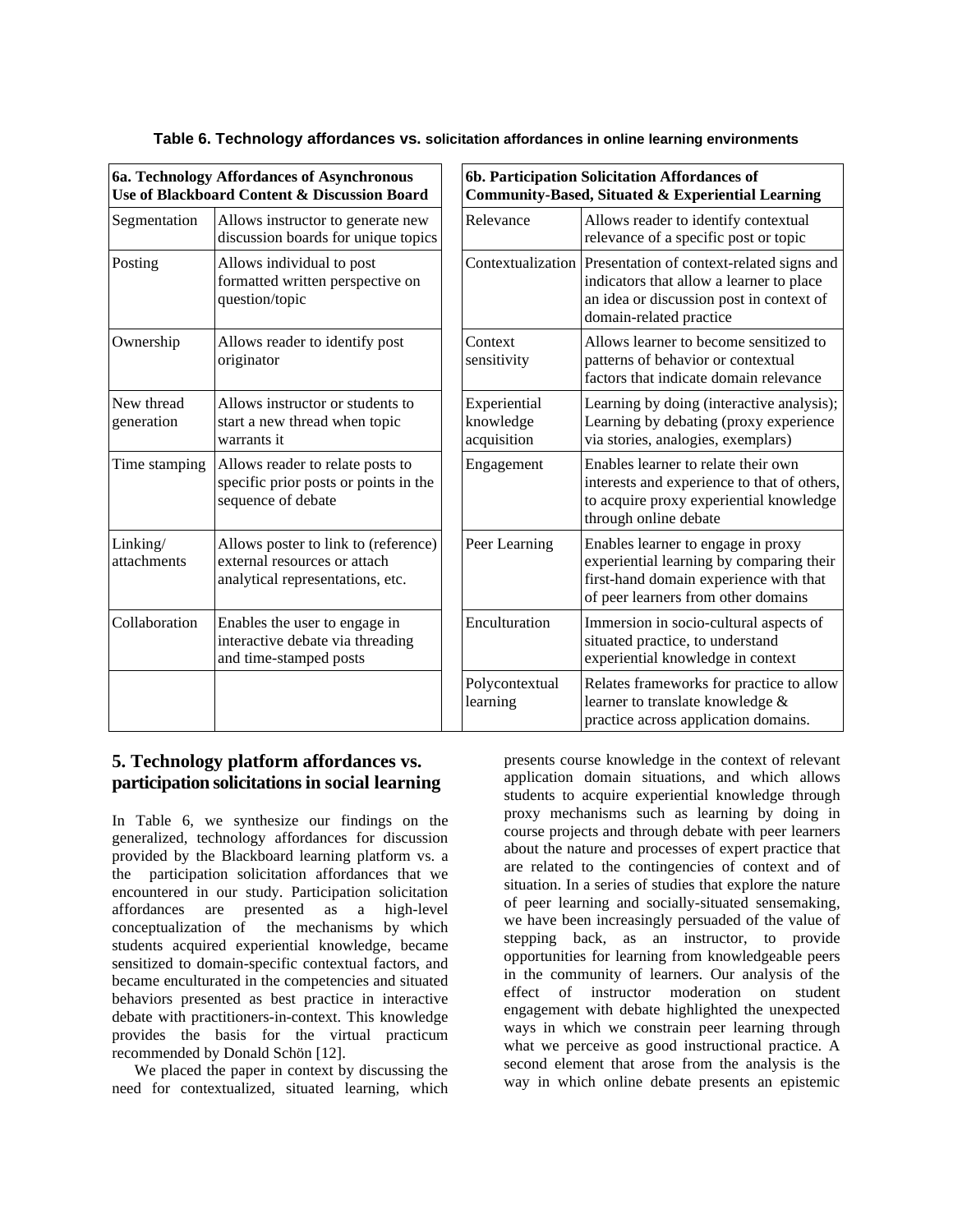**Table 6. Technology affordances vs. solicitation affordances in online learning environments**

| 6a. Technology Affordances of Asynchronous Use of Blackboard Content & Discussion Board | |
|---|---|
| Segmentation | Allows instructor to generate new discussion boards for unique topics |
| Posting | Allows individual to post formatted written perspective on question/topic |
| Ownership | Allows reader to identify post originator |
| New thread generation | Allows instructor or students to start a new thread when topic warrants it |
| Time stamping | Allows reader to relate posts to specific prior posts or points in the sequence of debate |
| Linking/ attachments | Allows poster to link to (reference) external resources or attach analytical representations, etc. |
| Collaboration | Enables the user to engage in interactive debate via threading and time-stamped posts |

| 6b. Participation Solicitation Affordances of Community-Based, Situated & Experiential Learning | |
|---|---|
| Relevance | Allows reader to identify contextual relevance of a specific post or topic |
| Contextualization | Presentation of context-related signs and indicators that allow a learner to place an idea or discussion post in context of domain-related practice |
| Context sensitivity | Allows learner to become sensitized to patterns of behavior or contextual factors that indicate domain relevance |
| Experiential knowledge acquisition | Learning by doing (interactive analysis); Learning by debating (proxy experience via stories, analogies, exemplars) |
| Engagement | Enables learner to relate their own interests and experience to that of others, to acquire proxy experiential knowledge through online debate |
| Peer Learning | Enables learner to engage in proxy experiential learning by comparing their first-hand domain experience with that of peer learners from other domains |
| Enculturation | Immersion in socio-cultural aspects of situated practice, to understand experiential knowledge in context |
| Polycontextual learning | Relates frameworks for practice to allow learner to translate knowledge & practice across application domains. |

## 5. Technology platform affordances vs. participation solicitations in social learning

In Table 6, we synthesize our findings on the generalized, technology affordances for discussion provided by the Blackboard learning platform vs. a the participation solicitation affordances that we encountered in our study. Participation solicitation affordances are presented as a high-level conceptualization of the mechanisms by which students acquired experiential knowledge, became sensitized to domain-specific contextual factors, and became enculturated in the competencies and situated behaviors presented as best practice in interactive debate with practitioners-in-context. This knowledge provides the basis for the virtual practicum recommended by Donald Schön [12].

We placed the paper in context by discussing the need for contextualized, situated learning, which presents course knowledge in the context of relevant application domain situations, and which allows students to acquire experiential knowledge through proxy mechanisms such as learning by doing in course projects and through debate with peer learners about the nature and processes of expert practice that are related to the contingencies of context and of situation. In a series of studies that explore the nature of peer learning and socially-situated sensemaking, we have been increasingly persuaded of the value of stepping back, as an instructor, to provide opportunities for learning from knowledgeable peers in the community of learners. Our analysis of the effect of instructor moderation on student engagement with debate highlighted the unexpected ways in which we constrain peer learning through what we perceive as good instructional practice. A second element that arose from the analysis is the way in which online debate presents an epistemic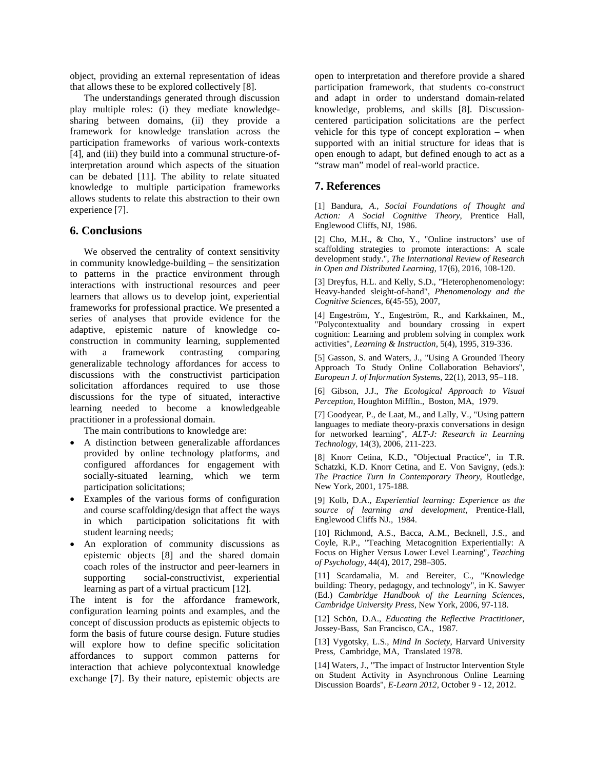object, providing an external representation of ideas that allows these to be explored collectively [8].

The understandings generated through discussion play multiple roles: (i) they mediate knowledge-sharing between domains, (ii) they provide a framework for knowledge translation across the participation frameworks of various work-contexts [4], and (iii) they build into a communal structure-of-interpretation around which aspects of the situation can be debated [11]. The ability to relate situated knowledge to multiple participation frameworks allows students to relate this abstraction to their own experience [7].

## 6. Conclusions

We observed the centrality of context sensitivity in community knowledge-building – the sensitization to patterns in the practice environment through interactions with instructional resources and peer learners that allows us to develop joint, experiential frameworks for professional practice. We presented a series of analyses that provide evidence for the adaptive, epistemic nature of knowledge co-construction in community learning, supplemented with a framework contrasting comparing generalizable technology affordances for access to discussions with the constructivist participation solicitation affordances required to use those discussions for the type of situated, interactive learning needed to become a knowledgeable practitioner in a professional domain.

The main contributions to knowledge are:

- A distinction between generalizable affordances provided by online technology platforms, and configured affordances for engagement with socially-situated learning, which we term participation solicitations;
- Examples of the various forms of configuration and course scaffolding/design that affect the ways in which participation solicitations fit with student learning needs;
- An exploration of community discussions as epistemic objects [8] and the shared domain coach roles of the instructor and peer-learners in supporting social-constructivist, experiential learning as part of a virtual practicum [12].

The intent is for the affordance framework, configuration learning points and examples, and the concept of discussion products as epistemic objects to form the basis of future course design. Future studies will explore how to define specific solicitation affordances to support common patterns for interaction that achieve polycontextual knowledge exchange [7]. By their nature, epistemic objects are open to interpretation and therefore provide a shared participation framework, that students co-construct and adapt in order to understand domain-related knowledge, problems, and skills [8]. Discussion-centered participation solicitations are the perfect vehicle for this type of concept exploration – when supported with an initial structure for ideas that is open enough to adapt, but defined enough to act as a "straw man" model of real-world practice.

## 7. References

[1] Bandura, *A., Social Foundations of Thought and Action: A Social Cognitive Theory*, Prentice Hall, Englewood Cliffs, NJ, 1986.

[2] Cho, M.H., & Cho, Y., "Online instructors' use of scaffolding strategies to promote interactions: A scale development study.", *The International Review of Research in Open and Distributed Learning*, 17(6), 2016, 108-120.

[3] Dreyfus, H.L. and Kelly, S.D., "Heterophenomenology: Heavy-handed sleight-of-hand", *Phenomenology and the Cognitive Sciences*, 6(45-55), 2007,

[4] Engeström, Y., Engeström, R., and Karkkainen, M., "Polycontextuality and boundary crossing in expert cognition: Learning and problem solving in complex work activities", *Learning & Instruction*, 5(4), 1995, 319-336.

[5] Gasson, S. and Waters, J., "Using A Grounded Theory Approach To Study Online Collaboration Behaviors", *European J. of Information Systems*, 22(1), 2013, 95–118.

[6] Gibson, J.J., *The Ecological Approach to Visual Perception*, Houghton Mifflin., Boston, MA, 1979.

[7] Goodyear, P., de Laat, M., and Lally, V., "Using pattern languages to mediate theory-praxis conversations in design for networked learning", *ALT-J: Research in Learning Technology*, 14(3), 2006, 211-223.

[8] Knorr Cetina, K.D., "Objectual Practice", in T.R. Schatzki, K.D. Knorr Cetina, and E. Von Savigny, (eds.): *The Practice Turn In Contemporary Theory*, Routledge, New York, 2001, 175-188.

[9] Kolb, D.A., *Experiential learning: Experience as the source of learning and development*, Prentice-Hall, Englewood Cliffs NJ., 1984.

[10] Richmond, A.S., Bacca, A.M., Becknell, J.S., and Coyle, R.P., "Teaching Metacognition Experientially: A Focus on Higher Versus Lower Level Learning", *Teaching of Psychology*, 44(4), 2017, 298–305.

[11] Scardamalia, M. and Bereiter, C., "Knowledge building: Theory, pedagogy, and technology", in K. Sawyer (Ed.) *Cambridge Handbook of the Learning Sciences, Cambridge University Press*, New York, 2006, 97-118.

[12] Schön, D.A., *Educating the Reflective Practitioner*, Jossey-Bass, San Francisco, CA., 1987.

[13] Vygotsky, L.S., *Mind In Society*, Harvard University Press, Cambridge, MA, Translated 1978.

[14] Waters, J., "The impact of Instructor Intervention Style on Student Activity in Asynchronous Online Learning Discussion Boards", *E-Learn 2012*, October 9 - 12, 2012.